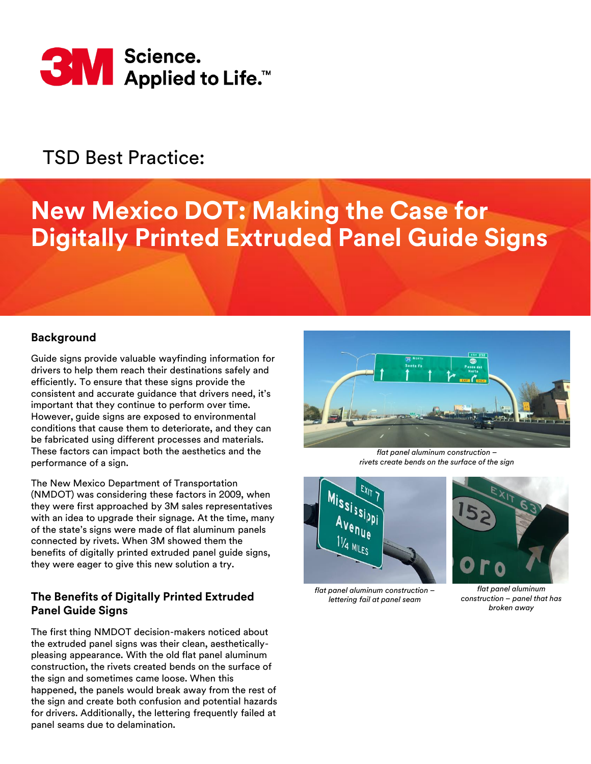3M Science. Applied to Life.™

TSD Best Practice:

# New Mexico DOT: Making the Case for Digitally Printed Extruded Panel Guide Signs

## Background

Guide signs provide valuable wayfinding information for drivers to help them reach their destinations safely and efficiently. To ensure that these signs provide the consistent and accurate guidance that drivers need, it's important that they continue to perform over time. However, guide signs are exposed to environmental conditions that cause them to deteriorate, and they can be fabricated using different processes and materials. These factors can impact both the aesthetics and the performance of a sign.

The New Mexico Department of Transportation (NMDOT) was considering these factors in 2009, when they were first approached by 3M sales representatives with an idea to upgrade their signage. At the time, many of the state's signs were made of flat aluminum panels connected by rivets. When 3M showed them the benefits of digitally printed extruded panel guide signs, they were eager to give this new solution a try.

## The Benefits of Digitally Printed Extruded Panel Guide Signs

The first thing NMDOT decision-makers noticed about the extruded panel signs was their clean, aesthetically-pleasing appearance. With the old flat panel aluminum construction, the rivets created bends on the surface of the sign and sometimes came loose. When this happened, the panels would break away from the rest of the sign and create both confusion and potential hazards for drivers. Additionally, the lettering frequently failed at panel seams due to delamination.

*flat panel aluminum construction – rivets create bends on the surface of the sign*

*flat panel aluminum construction – lettering fail at panel seam*

*flat panel aluminum construction – panel that has broken away*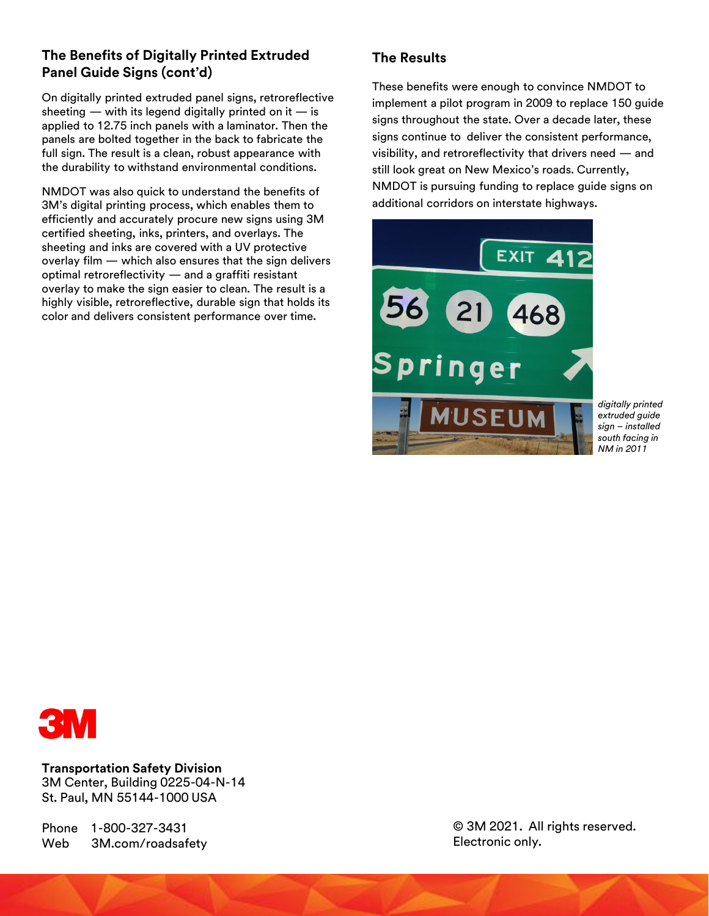## The Benefits of Digitally Printed Extruded Panel Guide Signs (cont'd)

On digitally printed extruded panel signs, retroreflective sheeting — with its legend digitally printed on it — is applied to 12.75 inch panels with a laminator. Then the panels are bolted together in the back to fabricate the full sign. The result is a clean, robust appearance with the durability to withstand environmental conditions.

NMDOT was also quick to understand the benefits of 3M's digital printing process, which enables them to efficiently and accurately procure new signs using 3M certified sheeting, inks, printers, and overlays. The sheeting and inks are covered with a UV protective overlay film — which also ensures that the sign delivers optimal retroreflectivity — and a graffiti resistant overlay to make the sign easier to clean. The result is a highly visible, retroreflective, durable sign that holds its color and delivers consistent performance over time.

## The Results

These benefits were enough to convince NMDOT to implement a pilot program in 2009 to replace 150 guide signs throughout the state. Over a decade later, these signs continue to deliver the consistent performance, visibility, and retroreflectivity that drivers need — and still look great on New Mexico's roads. Currently, NMDOT is pursuing funding to replace guide signs on additional corridors on interstate highways.

*digitally printed extruded guide sign – installed south facing in NM in 2011*

**Transportation Safety Division**
3M Center, Building 0225-04-N-14
St. Paul, MN 55144-1000 USA

Phone 1-800-327-3431
Web 3M.com/roadsafety

© 3M 2021. All rights reserved.
Electronic only.